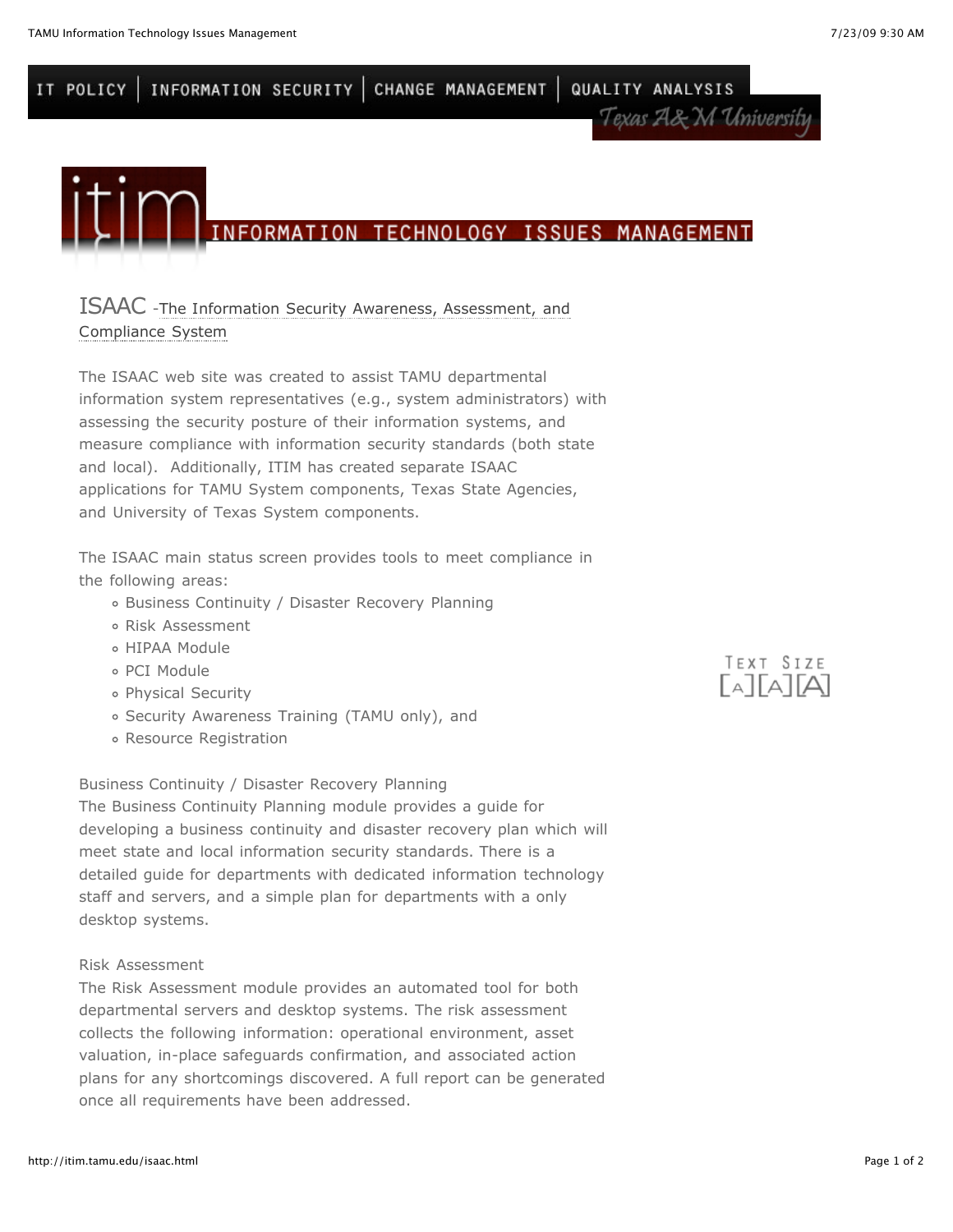IT POLICY | INFORMATION SECURITY | CHANGE MANAGEMENT | QUALITY ANALYSIS

Texas A&M University

# itim INFORMATION TECHNOLOGY ISSUES MANAGEMENT

## ISAAC -The Information Security Awareness, Assessment, and Compliance System

The ISAAC web site was created to assist TAMU departmental information system representatives (e.g., system administrators) with assessing the security posture of their information systems, and measure compliance with information security standards (both state and local). Additionally, ITIM has created separate ISAAC applications for TAMU System components, Texas State Agencies, and University of Texas System components.

The ISAAC main status screen provides tools to meet compliance in the following areas:

- Business Continuity / Disaster Recovery Planning
- Risk Assessment
- HIPAA Module
- PCI Module
- Physical Security
- Security Awareness Training (TAMU only), and
- Resource Registration

TEXT SIZE [A][A][A]

### Business Continuity / Disaster Recovery Planning

The Business Continuity Planning module provides a guide for developing a business continuity and disaster recovery plan which will meet state and local information security standards. There is a detailed guide for departments with dedicated information technology staff and servers, and a simple plan for departments with a only desktop systems.

### Risk Assessment

The Risk Assessment module provides an automated tool for both departmental servers and desktop systems. The risk assessment collects the following information: operational environment, asset valuation, in-place safeguards confirmation, and associated action plans for any shortcomings discovered. A full report can be generated once all requirements have been addressed.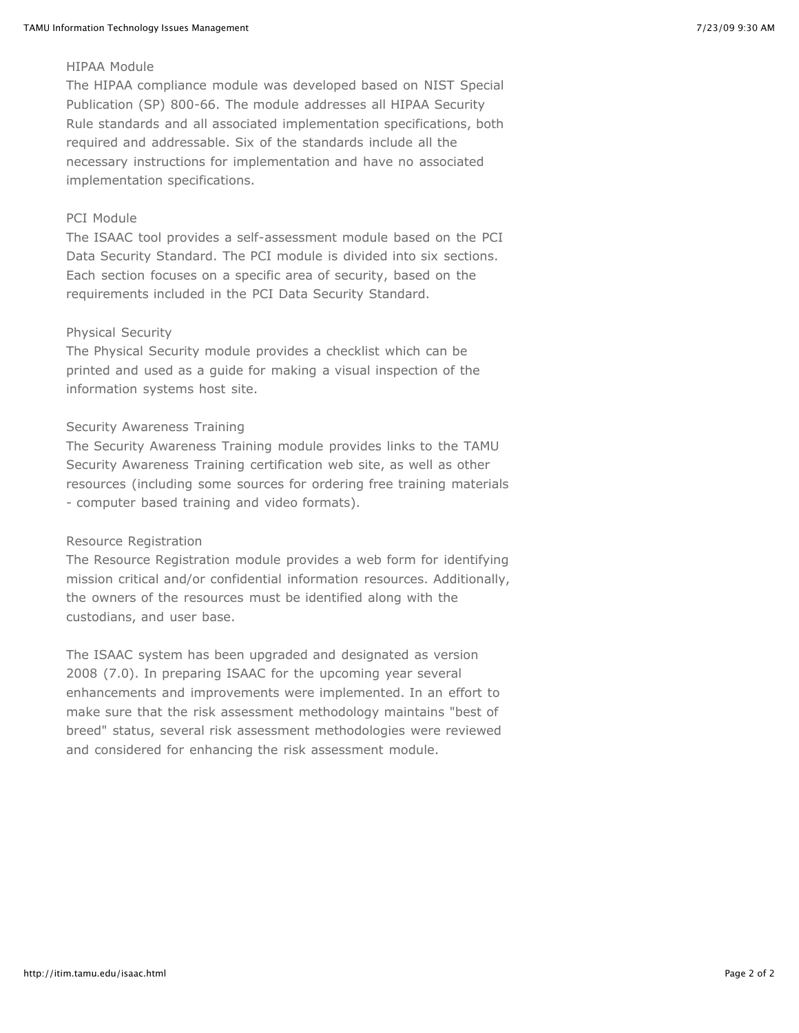### HIPAA Module

The HIPAA compliance module was developed based on NIST Special Publication (SP) 800-66. The module addresses all HIPAA Security Rule standards and all associated implementation specifications, both required and addressable. Six of the standards include all the necessary instructions for implementation and have no associated implementation specifications.

### PCI Module

The ISAAC tool provides a self-assessment module based on the PCI Data Security Standard. The PCI module is divided into six sections. Each section focuses on a specific area of security, based on the requirements included in the PCI Data Security Standard.

### Physical Security

The Physical Security module provides a checklist which can be printed and used as a guide for making a visual inspection of the information systems host site.

### Security Awareness Training

The Security Awareness Training module provides links to the TAMU Security Awareness Training certification web site, as well as other resources (including some sources for ordering free training materials - computer based training and video formats).

### Resource Registration

The Resource Registration module provides a web form for identifying mission critical and/or confidential information resources. Additionally, the owners of the resources must be identified along with the custodians, and user base.

The ISAAC system has been upgraded and designated as version 2008 (7.0). In preparing ISAAC for the upcoming year several enhancements and improvements were implemented. In an effort to make sure that the risk assessment methodology maintains "best of breed" status, several risk assessment methodologies were reviewed and considered for enhancing the risk assessment module.